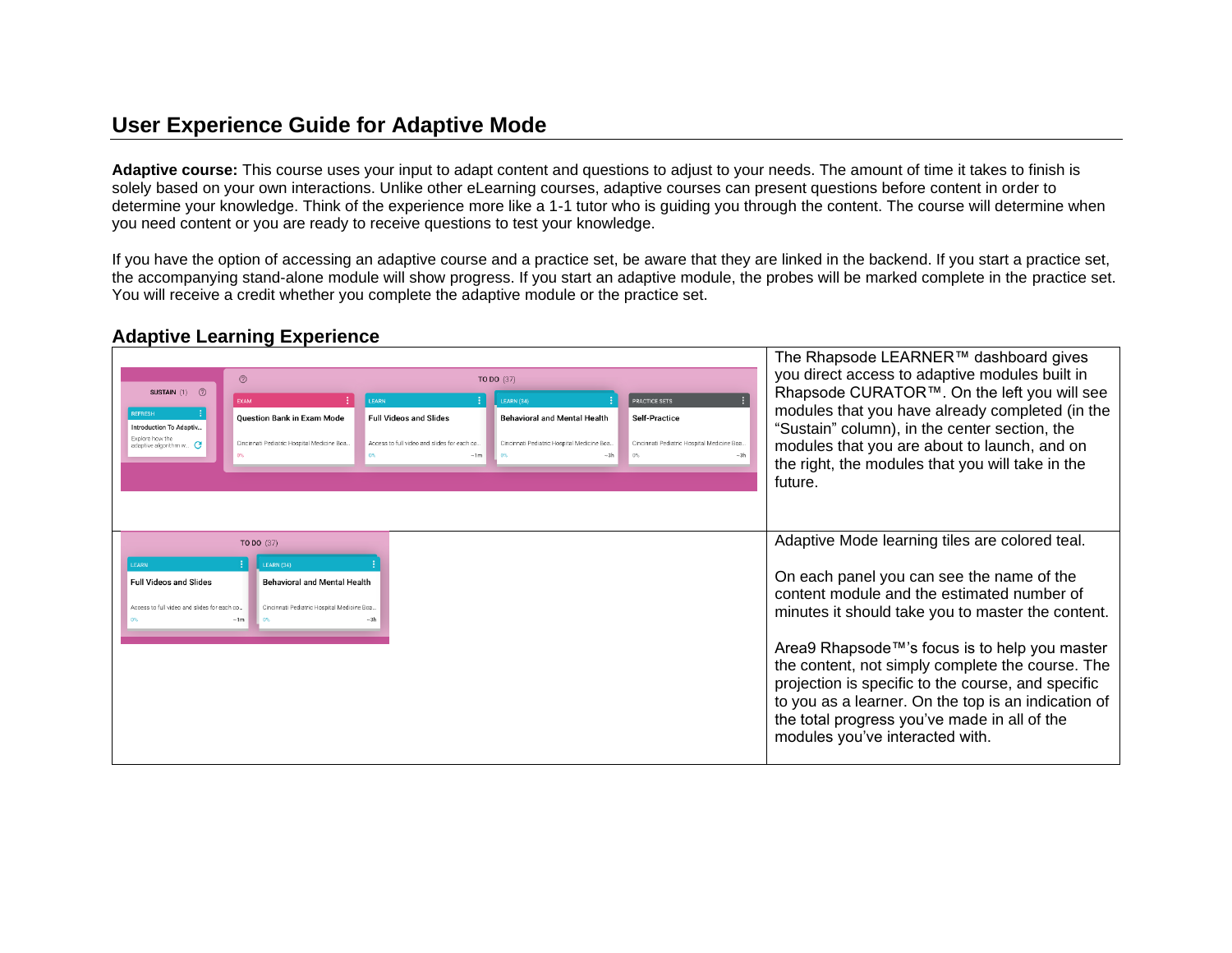## User Experience Guide for Adaptive Mode

**Adaptive course:** This course uses your input to adapt content and questions to adjust to your needs. The amount of time it takes to finish is solely based on your own interactions. Unlike other eLearning courses, adaptive courses can present questions before content in order to determine your knowledge. Think of the experience more like a 1-1 tutor who is guiding you through the content. The course will determine when you need content or you are ready to receive questions to test your knowledge.

If you have the option of accessing an adaptive course and a practice set, be aware that they are linked in the backend. If you start a practice set, the accompanying stand-alone module will show progress. If you start an adaptive module, the probes will be marked complete in the practice set. You will receive a credit whether you complete the adaptive module or the practice set.

### Adaptive Learning Experience

| | |
|---|---|
| | The Rhapsode LEARNER™ dashboard gives you direct access to adaptive modules built in Rhapsode CURATOR™. On the left you will see modules that you have already completed (in the "Sustain" column), in the center section, the modules that you are about to launch, and on the right, the modules that you will take in the future. |
| | Adaptive Mode learning tiles are colored teal.<br><br>On each panel you can see the name of the content module and the estimated number of minutes it should take you to master the content.<br><br>Area9 Rhapsode™'s focus is to help you master the content, not simply complete the course. The projection is specific to the course, and specific to you as a learner. On the top is an indication of the total progress you've made in all of the modules you've interacted with. |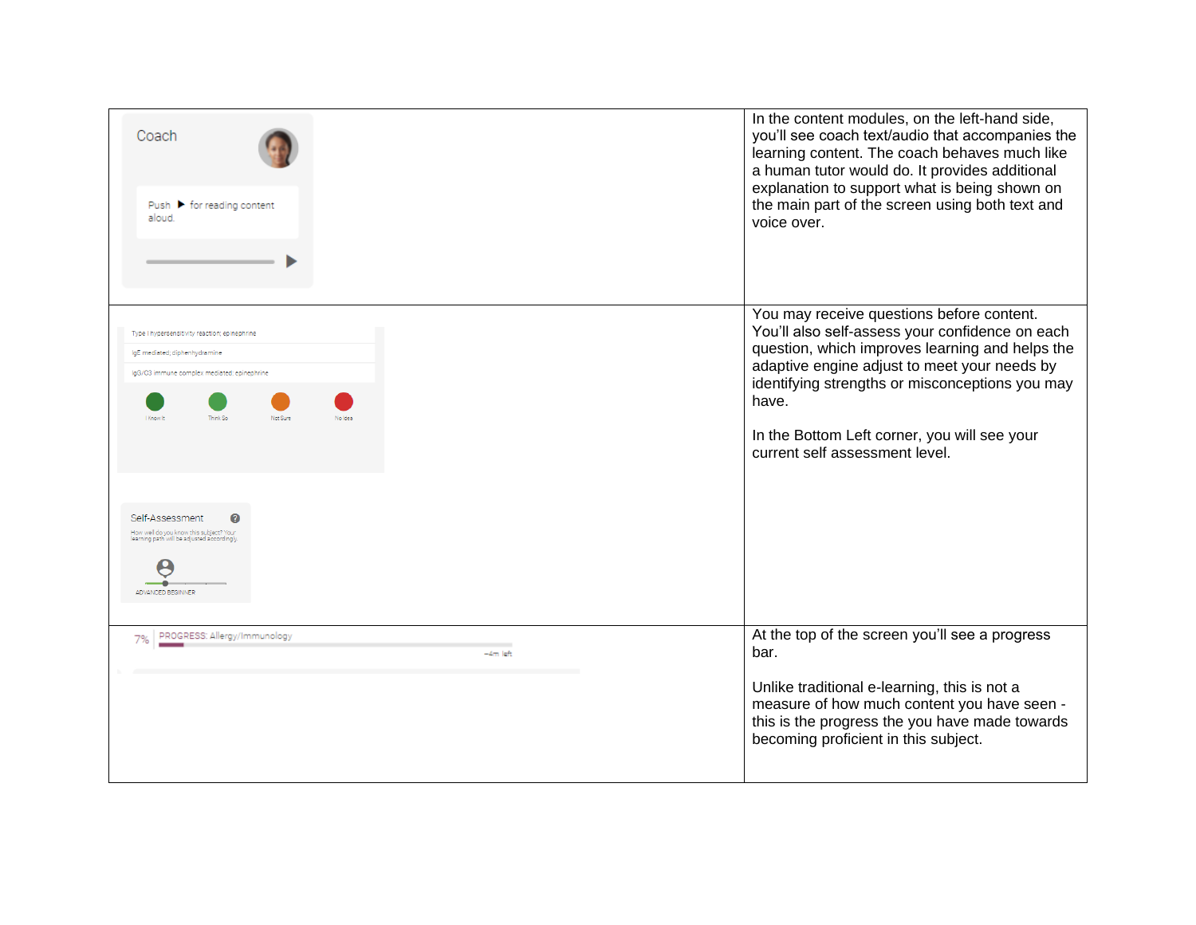| | |
|---|---|
| Coach<br><br>Push ▶ for reading content aloud. | In the content modules, on the left-hand side, you'll see coach text/audio that accompanies the learning content. The coach behaves much like a human tutor would do. It provides additional explanation to support what is being shown on the main part of the screen using both text and voice over. |
| Type I hypersensitivity reaction; epinephrine<br>IgE mediated; diphenhydramine<br>IgG/C3 immune complex mediated; epinephrine<br>I Know It · Think So · Not Sure · No Idea<br><br>Self-Assessment<br>How well do you know this subject? Your learning path will be adjusted accordingly.<br>ADVANCED BEGINNER | You may receive questions before content. You'll also self-assess your confidence on each question, which improves learning and helps the adaptive engine adjust to meet your needs by identifying strengths or misconceptions you may have.<br><br>In the Bottom Left corner, you will see your current self assessment level. |
| 7% PROGRESS: Allergy/Immunology<br>~4m left | At the top of the screen you'll see a progress bar.<br><br>Unlike traditional e-learning, this is not a measure of how much content you have seen - this is the progress the you have made towards becoming proficient in this subject. |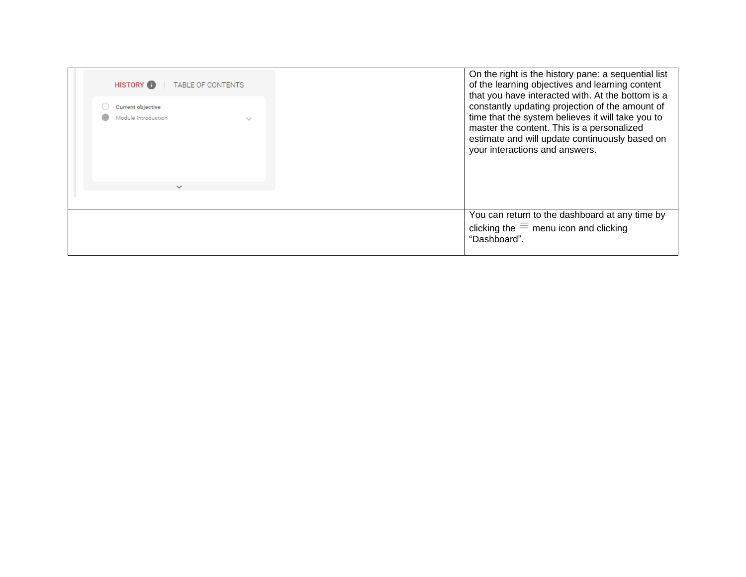| | |
|---|---|
| HISTORY TABLE OF CONTENTS<br>Current objective<br>Module Introduction | On the right is the history pane: a sequential list of the learning objectives and learning content that you have interacted with. At the bottom is a constantly updating projection of the amount of time that the system believes it will take you to master the content. This is a personalized estimate and will update continuously based on your interactions and answers. |
| | You can return to the dashboard at any time by clicking the ☰ menu icon and clicking “Dashboard”. |